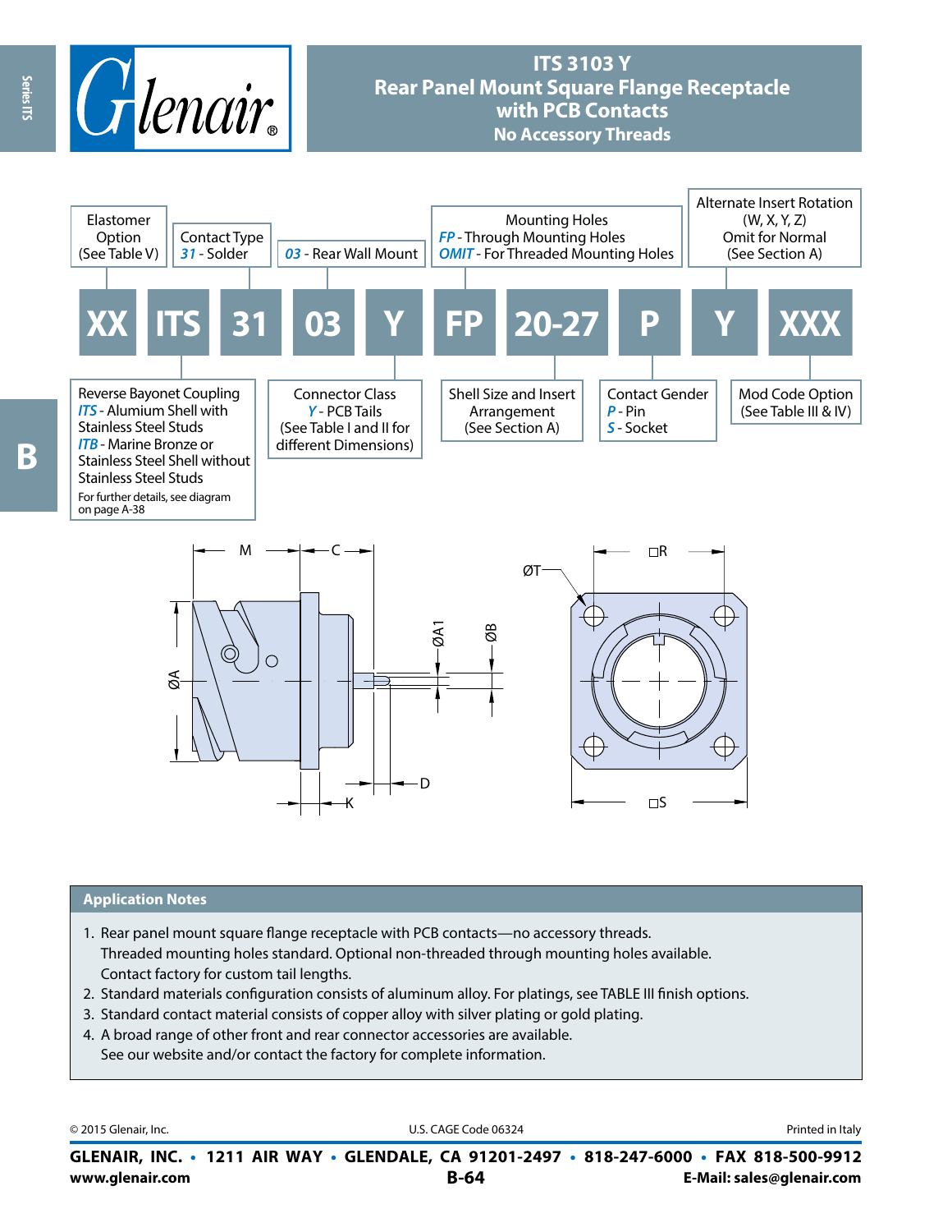# ITS 3103 Y
## Rear Panel Mount Square Flange Receptacle with PCB Contacts
### No Accessory Threads

| XX | ITS | 31 | 03 | Y | FP | 20-27 | P | Y | XXX |
|---|---|---|---|---|---|---|---|---|---|

**Elastomer Option** (See Table V)

**Contact Type**
*31* - Solder

*03* - Rear Wall Mount

**Mounting Holes**
*FP* - Through Mounting Holes
*OMIT* - For Threaded Mounting Holes

**Alternate Insert Rotation** (W, X, Y, Z)
Omit for Normal
(See Section A)

**Reverse Bayonet Coupling**
*ITS* - Alumium Shell with Stainless Steel Studs
*ITB* - Marine Bronze or Stainless Steel Shell without Stainless Steel Studs
For further details, see diagram on page A-38

**Connector Class**
*Y* - PCB Tails
(See Table I and II for different Dimensions)

**Shell Size and Insert Arrangement**
(See Section A)

**Contact Gender**
*P* - Pin
*S* - Socket

**Mod Code Option**
(See Table III & IV)

M, C, ØA, ØA1, ØB, D, K, ØT, □R, □S

## Application Notes

1. Rear panel mount square flange receptacle with PCB contacts—no accessory threads. Threaded mounting holes standard. Optional non-threaded through mounting holes available. Contact factory for custom tail lengths.
2. Standard materials configuration consists of aluminum alloy. For platings, see TABLE III finish options.
3. Standard contact material consists of copper alloy with silver plating or gold plating.
4. A broad range of other front and rear connector accessories are available. See our website and/or contact the factory for complete information.

© 2015 Glenair, Inc. U.S. CAGE Code 06324 Printed in Italy

**GLENAIR, INC. • 1211 AIR WAY • GLENDALE, CA 91201-2497 • 818-247-6000 • FAX 818-500-9912**
**www.glenair.com** **E-Mail: sales@glenair.com**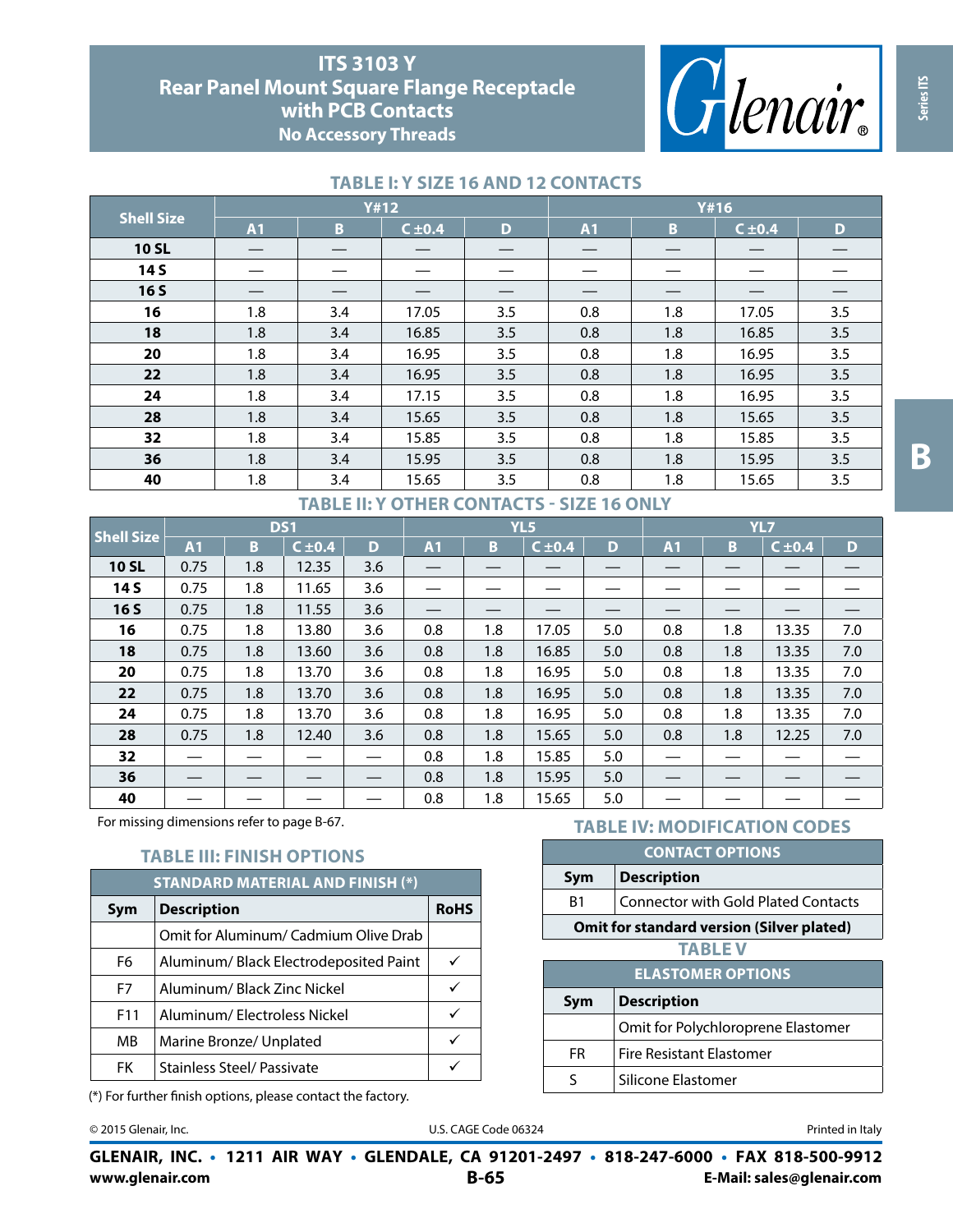# ITS 3103 Y
## Rear Panel Mount Square Flange Receptacle with PCB Contacts
### No Accessory Threads

### TABLE I: Y SIZE 16 AND 12 CONTACTS

| Shell Size | Y#12 | | | | Y#16 | | | |
|---|---|---|---|---|---|---|---|---|
| | A1 | B | C ±0.4 | D | A1 | B | C ±0.4 | D |
| 10 SL | — | — | — | — | — | — | — | — |
| 14 S | — | — | — | — | — | — | — | — |
| 16 S | — | — | — | — | — | — | — | — |
| 16 | 1.8 | 3.4 | 17.05 | 3.5 | 0.8 | 1.8 | 17.05 | 3.5 |
| 18 | 1.8 | 3.4 | 16.85 | 3.5 | 0.8 | 1.8 | 16.85 | 3.5 |
| 20 | 1.8 | 3.4 | 16.95 | 3.5 | 0.8 | 1.8 | 16.95 | 3.5 |
| 22 | 1.8 | 3.4 | 16.95 | 3.5 | 0.8 | 1.8 | 16.95 | 3.5 |
| 24 | 1.8 | 3.4 | 17.15 | 3.5 | 0.8 | 1.8 | 16.95 | 3.5 |
| 28 | 1.8 | 3.4 | 15.65 | 3.5 | 0.8 | 1.8 | 15.65 | 3.5 |
| 32 | 1.8 | 3.4 | 15.85 | 3.5 | 0.8 | 1.8 | 15.85 | 3.5 |
| 36 | 1.8 | 3.4 | 15.95 | 3.5 | 0.8 | 1.8 | 15.95 | 3.5 |
| 40 | 1.8 | 3.4 | 15.65 | 3.5 | 0.8 | 1.8 | 15.65 | 3.5 |

### TABLE II: Y OTHER CONTACTS - SIZE 16 ONLY

| Shell Size | DS1 | | | | YL5 | | | | YL7 | | | |
|---|---|---|---|---|---|---|---|---|---|---|---|---|
| | A1 | B | C ±0.4 | D | A1 | B | C ±0.4 | D | A1 | B | C ±0.4 | D |
| 10 SL | 0.75 | 1.8 | 12.35 | 3.6 | — | — | — | — | — | — | — | — |
| 14 S | 0.75 | 1.8 | 11.65 | 3.6 | — | — | — | — | — | — | — | — |
| 16 S | 0.75 | 1.8 | 11.55 | 3.6 | — | — | — | — | — | — | — | — |
| 16 | 0.75 | 1.8 | 13.80 | 3.6 | 0.8 | 1.8 | 17.05 | 5.0 | 0.8 | 1.8 | 13.35 | 7.0 |
| 18 | 0.75 | 1.8 | 13.60 | 3.6 | 0.8 | 1.8 | 16.85 | 5.0 | 0.8 | 1.8 | 13.35 | 7.0 |
| 20 | 0.75 | 1.8 | 13.70 | 3.6 | 0.8 | 1.8 | 16.95 | 5.0 | 0.8 | 1.8 | 13.35 | 7.0 |
| 22 | 0.75 | 1.8 | 13.70 | 3.6 | 0.8 | 1.8 | 16.95 | 5.0 | 0.8 | 1.8 | 13.35 | 7.0 |
| 24 | 0.75 | 1.8 | 13.70 | 3.6 | 0.8 | 1.8 | 16.95 | 5.0 | 0.8 | 1.8 | 13.35 | 7.0 |
| 28 | 0.75 | 1.8 | 12.40 | 3.6 | 0.8 | 1.8 | 15.65 | 5.0 | 0.8 | 1.8 | 12.25 | 7.0 |
| 32 | — | — | — | — | 0.8 | 1.8 | 15.85 | 5.0 | — | — | — | — |
| 36 | — | — | — | — | 0.8 | 1.8 | 15.95 | 5.0 | — | — | — | — |
| 40 | — | — | — | — | 0.8 | 1.8 | 15.65 | 5.0 | — | — | — | — |

For missing dimensions refer to page B-67.

### TABLE III: FINISH OPTIONS

| STANDARD MATERIAL AND FINISH (*) | | |
|---|---|---|
| Sym | Description | RoHS |
| | Omit for Aluminum/ Cadmium Olive Drab | |
| F6 | Aluminum/ Black Electrodeposited Paint | ✓ |
| F7 | Aluminum/ Black Zinc Nickel | ✓ |
| F11 | Aluminum/ Electroless Nickel | ✓ |
| MB | Marine Bronze/ Unplated | ✓ |
| FK | Stainless Steel/ Passivate | ✓ |

(*) For further finish options, please contact the factory.

### TABLE IV: MODIFICATION CODES

| CONTACT OPTIONS | |
|---|---|
| Sym | Description |
| B1 | Connector with Gold Plated Contacts |
| Omit for standard version (Silver plated) | |

### TABLE V

| ELASTOMER OPTIONS | |
|---|---|
| Sym | Description |
| | Omit for Polychloroprene Elastomer |
| FR | Fire Resistant Elastomer |
| S | Silicone Elastomer |

© 2015 Glenair, Inc. U.S. CAGE Code 06324 Printed in Italy

**GLENAIR, INC. • 1211 AIR WAY • GLENDALE, CA 91201-2497 • 818-247-6000 • FAX 818-500-9912**
**www.glenair.com** **E-Mail: sales@glenair.com**